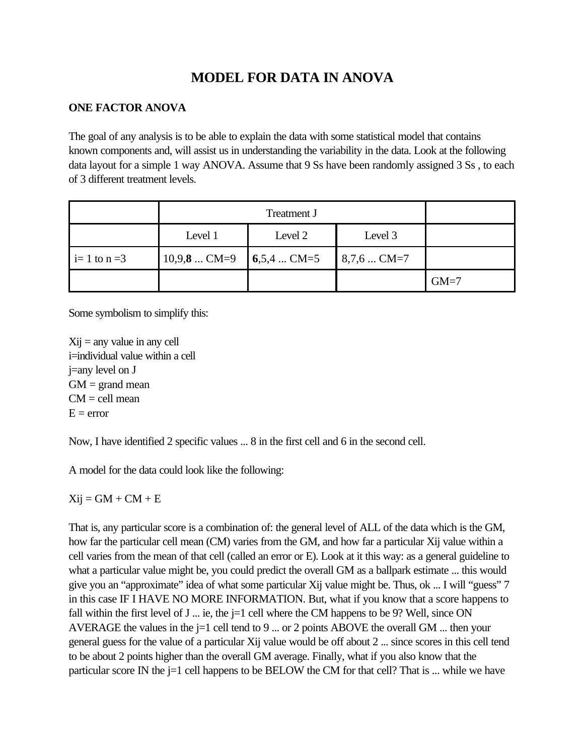# MODEL FOR DATA IN ANOVA

## ONE FACTOR ANOVA

The goal of any analysis is to be able to explain the data with some statistical model that contains known components and, will assist us in understanding the variability in the data. Look at the following data layout for a simple 1 way ANOVA. Assume that 9 Ss have been randomly assigned 3 Ss , to each of 3 different treatment levels.

| | Treatment J | | | |
|---|---|---|---|---|
| | Level 1 | Level 2 | Level 3 | |
| i= 1 to n =3 | 10,9,**8** ... CM=9 | **6**,5,4 ... CM=5 | 8,7,6 ... CM=7 | |
| | | | | GM=7 |

Some symbolism to simplify this:

Xij = any value in any cell
i=individual value within a cell
j=any level on J
GM = grand mean
CM = cell mean
E = error

Now, I have identified 2 specific values ... 8 in the first cell and 6 in the second cell.

A model for the data could look like the following:

Xij = GM + CM + E

That is, any particular score is a combination of: the general level of ALL of the data which is the GM, how far the particular cell mean (CM) varies from the GM, and how far a particular Xij value within a cell varies from the mean of that cell (called an error or E). Look at it this way: as a general guideline to what a particular value might be, you could predict the overall GM as a ballpark estimate ... this would give you an "approximate" idea of what some particular Xij value might be. Thus, ok ... I will "guess" 7 in this case IF I HAVE NO MORE INFORMATION. But, what if you know that a score happens to fall within the first level of J ... ie, the j=1 cell where the CM happens to be 9? Well, since ON AVERAGE the values in the j=1 cell tend to 9 ... or 2 points ABOVE the overall GM ... then your general guess for the value of a particular Xij value would be off about 2 ... since scores in this cell tend to be about 2 points higher than the overall GM average. Finally, what if you also know that the particular score IN the j=1 cell happens to be BELOW the CM for that cell? That is ... while we have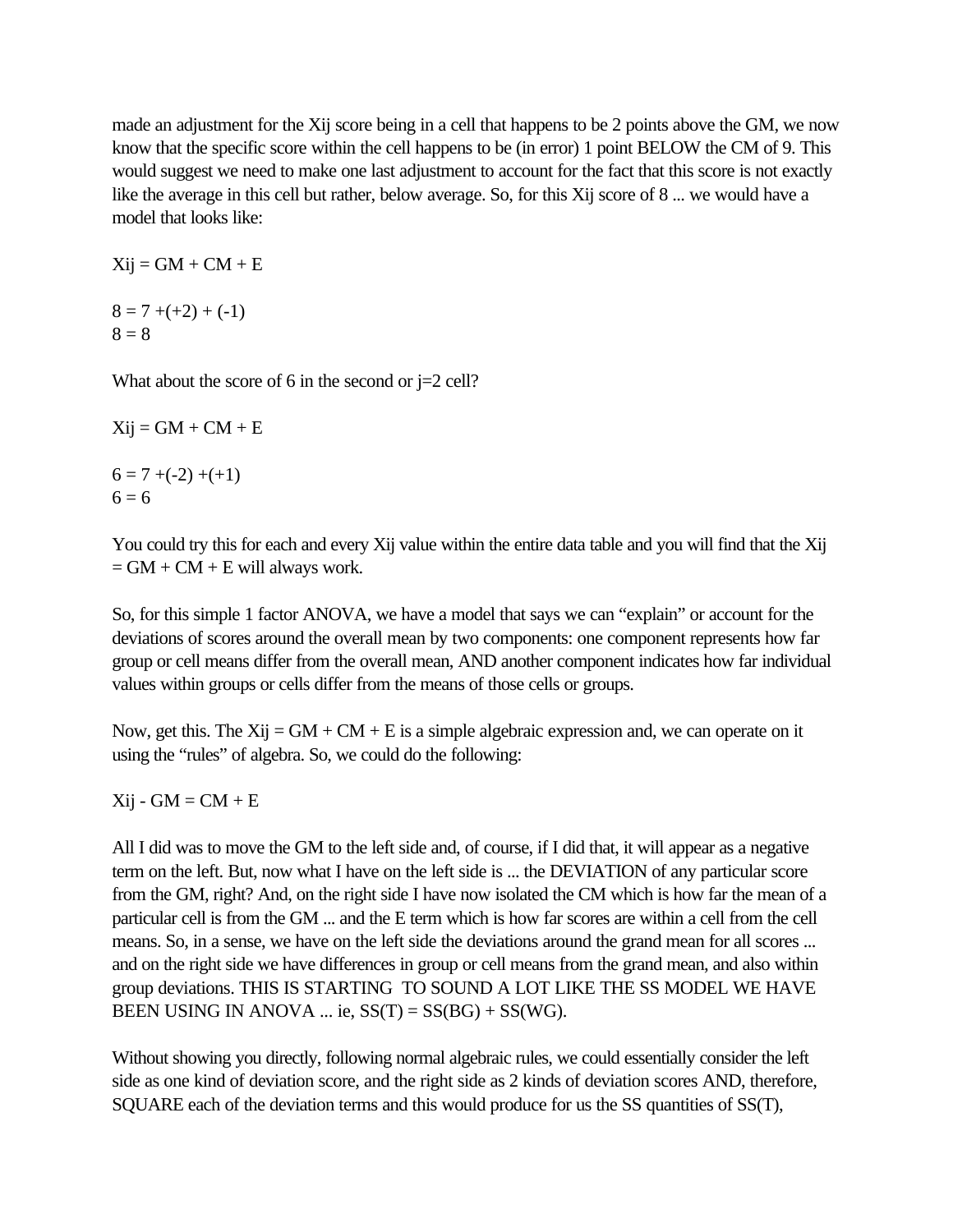made an adjustment for the $X_{ij}$ score being in a cell that happens to be 2 points above the GM, we now know that the specific score within the cell happens to be (in error) 1 point BELOW the CM of 9. This would suggest we need to make one last adjustment to account for the fact that this score is not exactly like the average in this cell but rather, below average. So, for this $X_{ij}$ score of 8 ... we would have a model that looks like:

$X_{ij} = GM + CM + E$

$8 = 7 + (+2) + (-1)$
$8 = 8$

What about the score of 6 in the second or j=2 cell?

$X_{ij} = GM + CM + E$

$6 = 7 + (-2) + (+1)$
$6 = 6$

You could try this for each and every $X_{ij}$ value within the entire data table and you will find that the $X_{ij} = GM + CM + E$ will always work.

So, for this simple 1 factor ANOVA, we have a model that says we can "explain" or account for the deviations of scores around the overall mean by two components: one component represents how far group or cell means differ from the overall mean, AND another component indicates how far individual values within groups or cells differ from the means of those cells or groups.

Now, get this. The $X_{ij} = GM + CM + E$ is a simple algebraic expression and, we can operate on it using the "rules" of algebra. So, we could do the following:

$X_{ij} - GM = CM + E$

All I did was to move the GM to the left side and, of course, if I did that, it will appear as a negative term on the left. But, now what I have on the left side is ... the DEVIATION of any particular score from the GM, right? And, on the right side I have now isolated the CM which is how far the mean of a particular cell is from the GM ... and the E term which is how far scores are within a cell from the cell means. So, in a sense, we have on the left side the deviations around the grand mean for all scores ... and on the right side we have differences in group or cell means from the grand mean, and also within group deviations. THIS IS STARTING TO SOUND A LOT LIKE THE SS MODEL WE HAVE BEEN USING IN ANOVA ... ie, $SS(T) = SS(BG) + SS(WG)$.

Without showing you directly, following normal algebraic rules, we could essentially consider the left side as one kind of deviation score, and the right side as 2 kinds of deviation scores AND, therefore, SQUARE each of the deviation terms and this would produce for us the SS quantities of SS(T),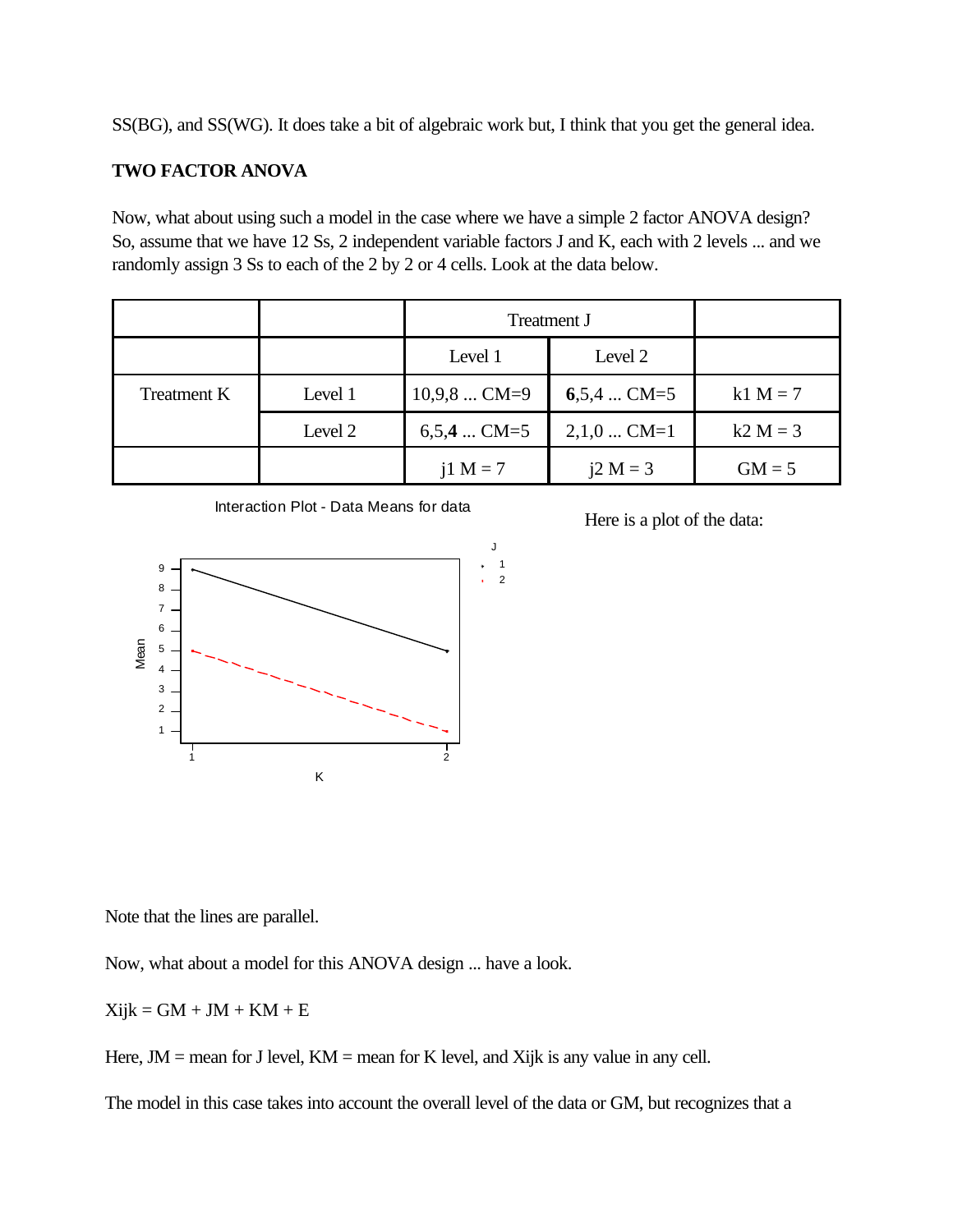SS(BG), and SS(WG). It does take a bit of algebraic work but, I think that you get the general idea.

**TWO FACTOR ANOVA**

Now, what about using such a model in the case where we have a simple 2 factor ANOVA design? So, assume that we have 12 Ss, 2 independent variable factors J and K, each with 2 levels ... and we randomly assign 3 Ss to each of the 2 by 2 or 4 cells. Look at the data below.

| | | Treatment J | | |
|---|---|---|---|---|
| | | Level 1 | Level 2 | |
| Treatment K | Level 1 | 10,9,8 ... CM=9 | **6**,5,4 ... CM=5 | k1 M = 7 |
| | Level 2 | 6,5,**4** ... CM=5 | 2,1,0 ... CM=1 | k2 M = 3 |
| | | j1 M = 7 | j2 M = 3 | GM = 5 |

Interaction Plot - Data Means for data

Here is a plot of the data:

Note that the lines are parallel.

Now, what about a model for this ANOVA design ... have a look.

Xijk = GM + JM + KM + E

Here, JM = mean for J level, KM = mean for K level, and Xijk is any value in any cell.

The model in this case takes into account the overall level of the data or GM, but recognizes that a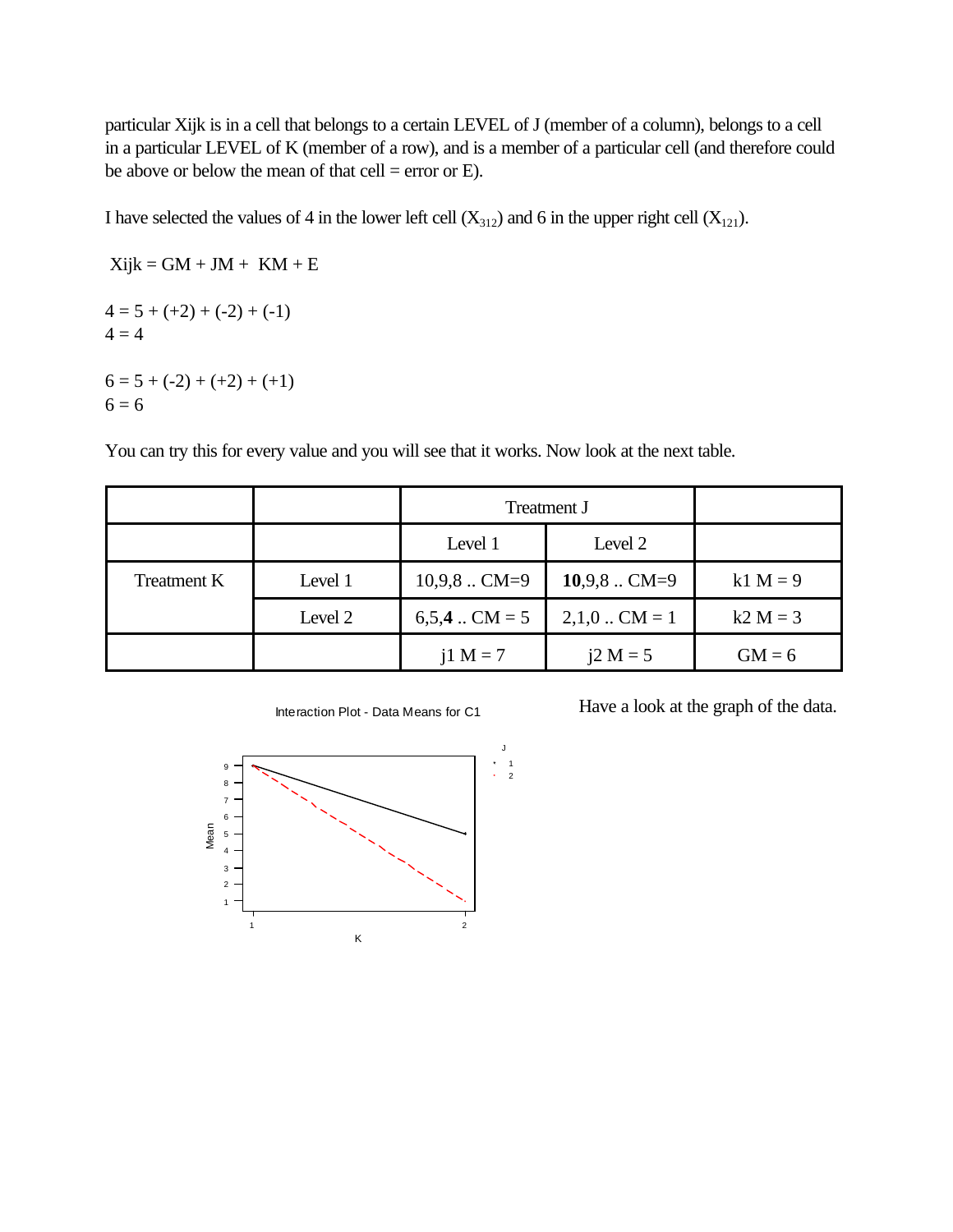particular Xijk is in a cell that belongs to a certain LEVEL of J (member of a column), belongs to a cell in a particular LEVEL of K (member of a row), and is a member of a particular cell (and therefore could be above or below the mean of that cell = error or E).

I have selected the values of 4 in the lower left cell ($X_{312}$) and 6 in the upper right cell ($X_{121}$).

Xijk = GM + JM + KM + E

4 = 5 + (+2) + (-2) + (-1)
4 = 4

6 = 5 + (-2) + (+2) + (+1)
6 = 6

You can try this for every value and you will see that it works. Now look at the next table.

| | | Treatment J | | |
|---|---|---|---|---|
| | | Level 1 | Level 2 | |
| Treatment K | Level 1 | 10,9,8 .. CM=9 | **10**,9,8 .. CM=9 | k1 M = 9 |
| | Level 2 | 6,5,**4** .. CM = 5 | 2,1,0 .. CM = 1 | k2 M = 3 |
| | | j1 M = 7 | j2 M = 5 | GM = 6 |

Interaction Plot - Data Means for C1

Have a look at the graph of the data.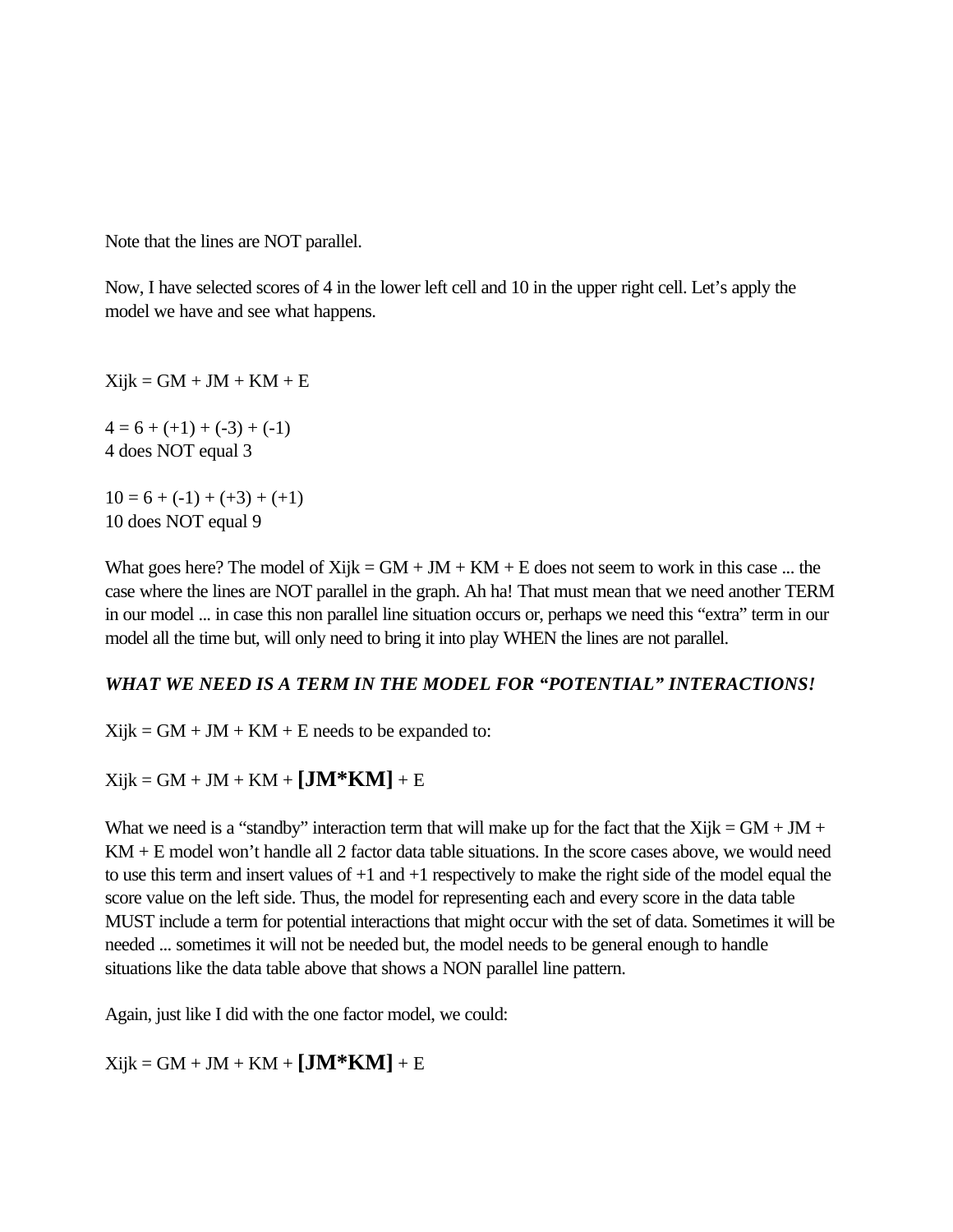Note that the lines are NOT parallel.

Now, I have selected scores of 4 in the lower left cell and 10 in the upper right cell. Let's apply the model we have and see what happens.

$X_{ijk} = GM + JM + KM + E$

$4 = 6 + (+1) + (-3) + (-1)$
4 does NOT equal 3

$10 = 6 + (-1) + (+3) + (+1)$
10 does NOT equal 9

What goes here? The model of $X_{ijk} = GM + JM + KM + E$ does not seem to work in this case ... the case where the lines are NOT parallel in the graph. Ah ha! That must mean that we need another TERM in our model ... in case this non parallel line situation occurs or, perhaps we need this "extra" term in our model all the time but, will only need to bring it into play WHEN the lines are not parallel.

***WHAT WE NEED IS A TERM IN THE MODEL FOR "POTENTIAL" INTERACTIONS!***

$X_{ijk} = GM + JM + KM + E$ needs to be expanded to:

$X_{ijk} = GM + JM + KM + \mathbf{[JM*KM]} + E$

What we need is a "standby" interaction term that will make up for the fact that the $X_{ijk} = GM + JM + KM + E$ model won't handle all 2 factor data table situations. In the score cases above, we would need to use this term and insert values of +1 and +1 respectively to make the right side of the model equal the score value on the left side. Thus, the model for representing each and every score in the data table MUST include a term for potential interactions that might occur with the set of data. Sometimes it will be needed ... sometimes it will not be needed but, the model needs to be general enough to handle situations like the data table above that shows a NON parallel line pattern.

Again, just like I did with the one factor model, we could:

$X_{ijk} = GM + JM + KM + \mathbf{[JM*KM]} + E$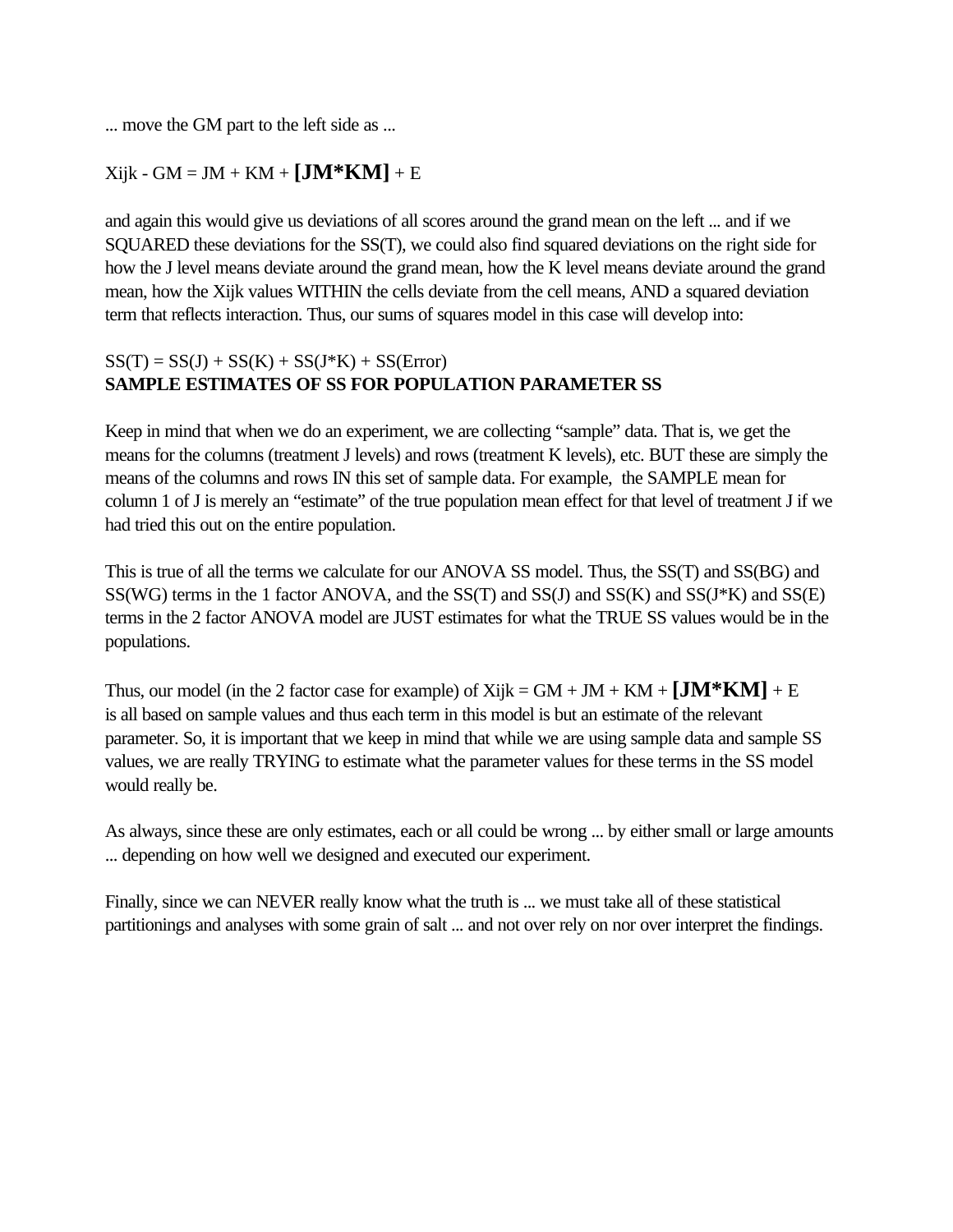... move the GM part to the left side as ...

$$Xijk - GM = JM + KM + \mathbf{[JM*KM]} + E$$

and again this would give us deviations of all scores around the grand mean on the left ... and if we SQUARED these deviations for the SS(T), we could also find squared deviations on the right side for how the J level means deviate around the grand mean, how the K level means deviate around the grand mean, how the Xijk values WITHIN the cells deviate from the cell means, AND a squared deviation term that reflects interaction. Thus, our sums of squares model in this case will develop into:

$$SS(T) = SS(J) + SS(K) + SS(J*K) + SS(Error)$$

**SAMPLE ESTIMATES OF SS FOR POPULATION PARAMETER SS**

Keep in mind that when we do an experiment, we are collecting "sample" data. That is, we get the means for the columns (treatment J levels) and rows (treatment K levels), etc. BUT these are simply the means of the columns and rows IN this set of sample data. For example, the SAMPLE mean for column 1 of J is merely an "estimate" of the true population mean effect for that level of treatment J if we had tried this out on the entire population.

This is true of all the terms we calculate for our ANOVA SS model. Thus, the SS(T) and SS(BG) and SS(WG) terms in the 1 factor ANOVA, and the SS(T) and SS(J) and SS(K) and SS(J*K) and SS(E) terms in the 2 factor ANOVA model are JUST estimates for what the TRUE SS values would be in the populations.

Thus, our model (in the 2 factor case for example) of $Xijk = GM + JM + KM + \mathbf{[JM*KM]} + E$ is all based on sample values and thus each term in this model is but an estimate of the relevant parameter. So, it is important that we keep in mind that while we are using sample data and sample SS values, we are really TRYING to estimate what the parameter values for these terms in the SS model would really be.

As always, since these are only estimates, each or all could be wrong ... by either small or large amounts ... depending on how well we designed and executed our experiment.

Finally, since we can NEVER really know what the truth is ... we must take all of these statistical partitionings and analyses with some grain of salt ... and not over rely on nor over interpret the findings.